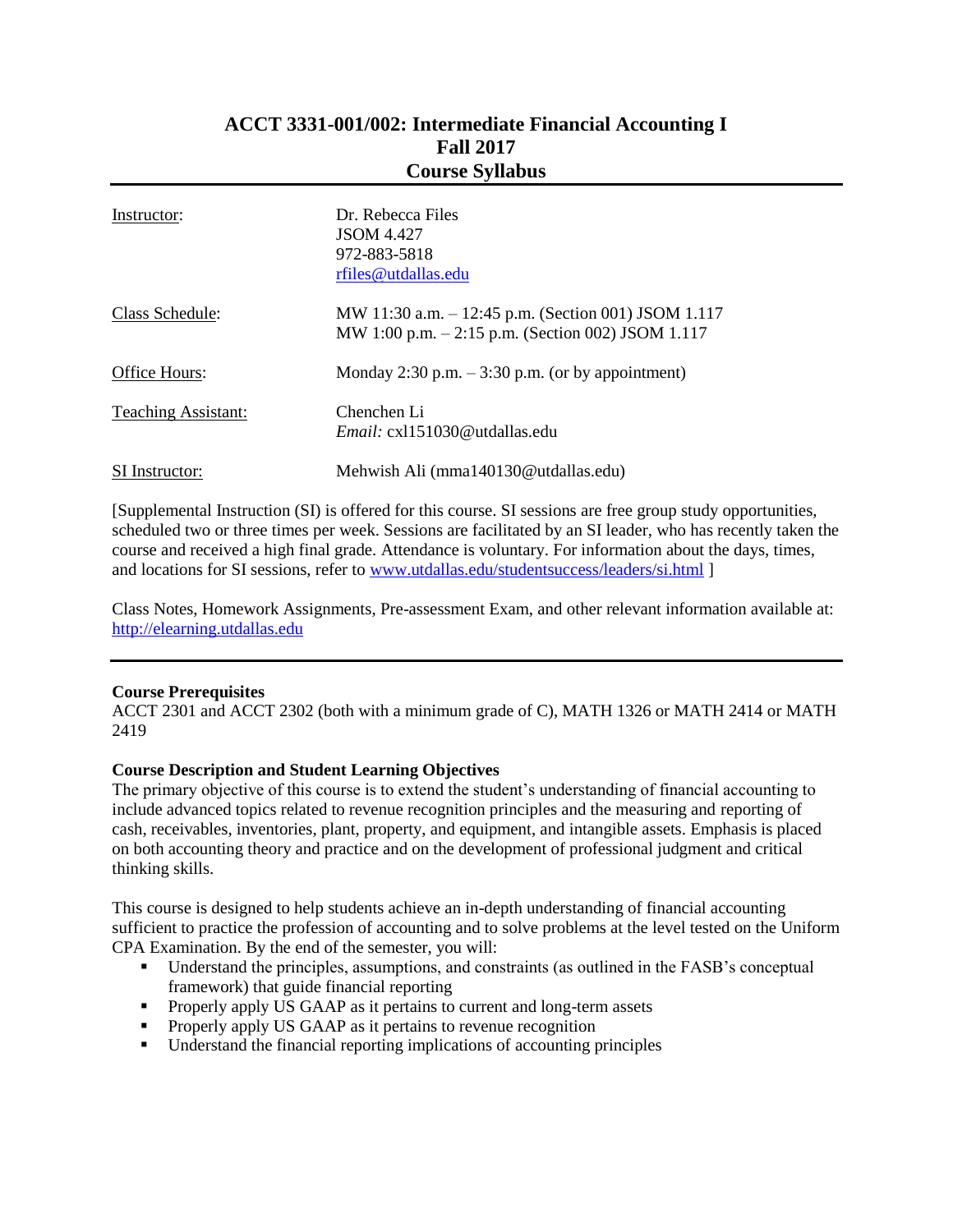# ACCT 3331-001/002: Intermediate Financial Accounting I
## Fall 2017
## Course Syllabus

| | |
|---|---|
| Instructor: | Dr. Rebecca Files<br>JSOM 4.427<br>972-883-5818<br>rfiles@utdallas.edu |
| Class Schedule: | MW 11:30 a.m. – 12:45 p.m. (Section 001) JSOM 1.117<br>MW 1:00 p.m. – 2:15 p.m. (Section 002) JSOM 1.117 |
| Office Hours: | Monday 2:30 p.m. – 3:30 p.m. (or by appointment) |
| Teaching Assistant: | Chenchen Li<br>*Email:* cxl151030@utdallas.edu |
| SI Instructor: | Mehwish Ali (mma140130@utdallas.edu) |

[Supplemental Instruction (SI) is offered for this course. SI sessions are free group study opportunities, scheduled two or three times per week. Sessions are facilitated by an SI leader, who has recently taken the course and received a high final grade. Attendance is voluntary. For information about the days, times, and locations for SI sessions, refer to www.utdallas.edu/studentsuccess/leaders/si.html ]

Class Notes, Homework Assignments, Pre-assessment Exam, and other relevant information available at: http://elearning.utdallas.edu

---

**Course Prerequisites**
ACCT 2301 and ACCT 2302 (both with a minimum grade of C), MATH 1326 or MATH 2414 or MATH 2419

**Course Description and Student Learning Objectives**
The primary objective of this course is to extend the student's understanding of financial accounting to include advanced topics related to revenue recognition principles and the measuring and reporting of cash, receivables, inventories, plant, property, and equipment, and intangible assets. Emphasis is placed on both accounting theory and practice and on the development of professional judgment and critical thinking skills.

This course is designed to help students achieve an in-depth understanding of financial accounting sufficient to practice the profession of accounting and to solve problems at the level tested on the Uniform CPA Examination. By the end of the semester, you will:

- Understand the principles, assumptions, and constraints (as outlined in the FASB's conceptual framework) that guide financial reporting
- Properly apply US GAAP as it pertains to current and long-term assets
- Properly apply US GAAP as it pertains to revenue recognition
- Understand the financial reporting implications of accounting principles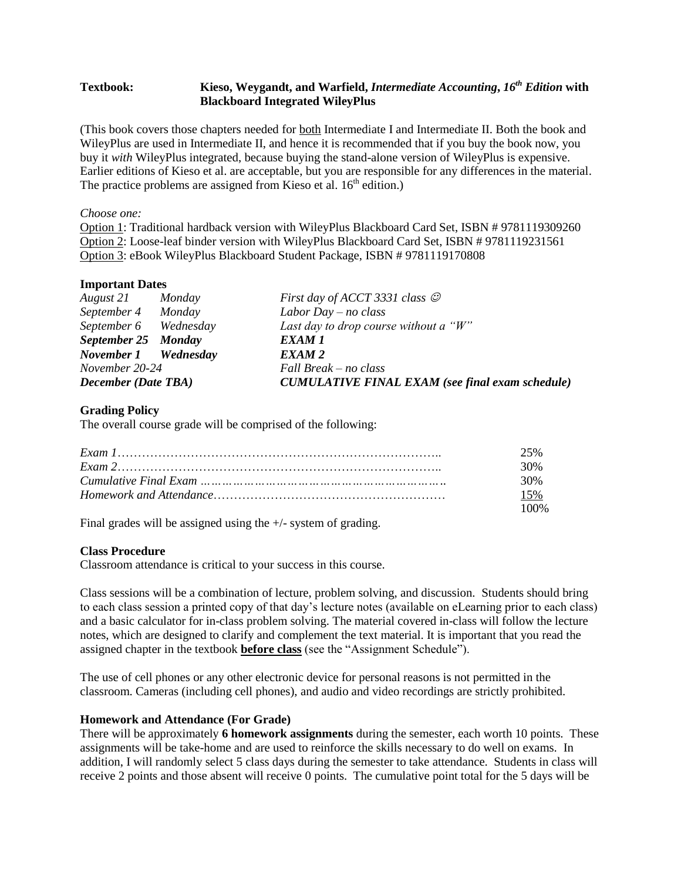**Textbook:** **Kieso, Weygandt, and Warfield, *Intermediate Accounting*, 16th *Edition* with Blackboard Integrated WileyPlus**

(This book covers those chapters needed for both Intermediate I and Intermediate II. Both the book and WileyPlus are used in Intermediate II, and hence it is recommended that if you buy the book now, you buy it *with* WileyPlus integrated, because buying the stand-alone version of WileyPlus is expensive. Earlier editions of Kieso et al. are acceptable, but you are responsible for any differences in the material. The practice problems are assigned from Kieso et al. 16th edition.)

*Choose one:*

Option 1: Traditional hardback version with WileyPlus Blackboard Card Set, ISBN # 9781119309260
Option 2: Loose-leaf binder version with WileyPlus Blackboard Card Set, ISBN # 9781119231561
Option 3: eBook WileyPlus Blackboard Student Package, ISBN # 9781119170808

**Important Dates**

| | | |
|---|---|---|
| *August 21* | *Monday* | *First day of ACCT 3331 class* ☺ |
| *September 4* | *Monday* | *Labor Day – no class* |
| *September 6* | *Wednesday* | *Last day to drop course without a "W"* |
| ***September 25*** | ***Monday*** | ***EXAM 1*** |
| ***November 1*** | ***Wednesday*** | ***EXAM 2*** |
| *November 20-24* | | *Fall Break – no class* |
| ***December (Date TBA)*** | | ***CUMULATIVE FINAL EXAM (see final exam schedule)*** |

**Grading Policy**

The overall course grade will be comprised of the following:

| | |
|---|---|
| *Exam 1* | 25% |
| *Exam 2* | 30% |
| *Cumulative Final Exam* | 30% |
| *Homework and Attendance* | 15% |
| | 100% |

Final grades will be assigned using the +/- system of grading.

**Class Procedure**

Classroom attendance is critical to your success in this course.

Class sessions will be a combination of lecture, problem solving, and discussion. Students should bring to each class session a printed copy of that day's lecture notes (available on eLearning prior to each class) and a basic calculator for in-class problem solving. The material covered in-class will follow the lecture notes, which are designed to clarify and complement the text material. It is important that you read the assigned chapter in the textbook **before class** (see the "Assignment Schedule").

The use of cell phones or any other electronic device for personal reasons is not permitted in the classroom. Cameras (including cell phones), and audio and video recordings are strictly prohibited.

**Homework and Attendance (For Grade)**

There will be approximately **6 homework assignments** during the semester, each worth 10 points. These assignments will be take-home and are used to reinforce the skills necessary to do well on exams. In addition, I will randomly select 5 class days during the semester to take attendance. Students in class will receive 2 points and those absent will receive 0 points. The cumulative point total for the 5 days will be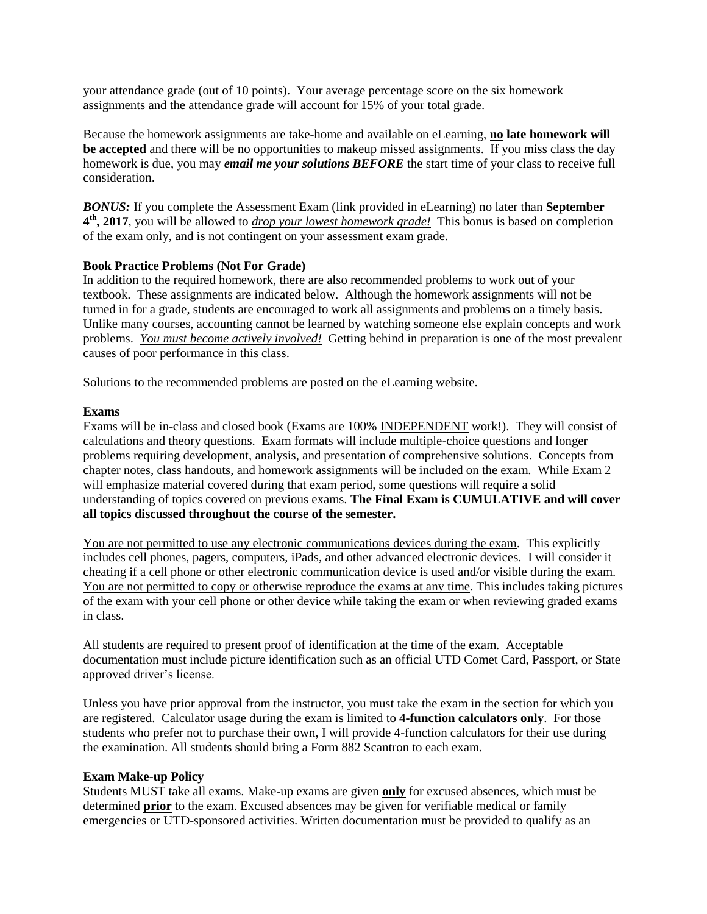your attendance grade (out of 10 points). Your average percentage score on the six homework assignments and the attendance grade will account for 15% of your total grade.

Because the homework assignments are take-home and available on eLearning, **no late homework will be accepted** and there will be no opportunities to makeup missed assignments. If you miss class the day homework is due, you may ***email me your solutions BEFORE*** the start time of your class to receive full consideration.

***BONUS:*** If you complete the Assessment Exam (link provided in eLearning) no later than **September 4th, 2017**, you will be allowed to *drop your lowest homework grade!* This bonus is based on completion of the exam only, and is not contingent on your assessment exam grade.

**Book Practice Problems (Not For Grade)**

In addition to the required homework, there are also recommended problems to work out of your textbook. These assignments are indicated below. Although the homework assignments will not be turned in for a grade, students are encouraged to work all assignments and problems on a timely basis. Unlike many courses, accounting cannot be learned by watching someone else explain concepts and work problems. *You must become actively involved!* Getting behind in preparation is one of the most prevalent causes of poor performance in this class.

Solutions to the recommended problems are posted on the eLearning website.

**Exams**

Exams will be in-class and closed book (Exams are 100% INDEPENDENT work!). They will consist of calculations and theory questions. Exam formats will include multiple-choice questions and longer problems requiring development, analysis, and presentation of comprehensive solutions. Concepts from chapter notes, class handouts, and homework assignments will be included on the exam. While Exam 2 will emphasize material covered during that exam period, some questions will require a solid understanding of topics covered on previous exams. **The Final Exam is CUMULATIVE and will cover all topics discussed throughout the course of the semester.**

You are not permitted to use any electronic communications devices during the exam. This explicitly includes cell phones, pagers, computers, iPads, and other advanced electronic devices. I will consider it cheating if a cell phone or other electronic communication device is used and/or visible during the exam. You are not permitted to copy or otherwise reproduce the exams at any time. This includes taking pictures of the exam with your cell phone or other device while taking the exam or when reviewing graded exams in class.

All students are required to present proof of identification at the time of the exam. Acceptable documentation must include picture identification such as an official UTD Comet Card, Passport, or State approved driver's license.

Unless you have prior approval from the instructor, you must take the exam in the section for which you are registered. Calculator usage during the exam is limited to **4-function calculators only**. For those students who prefer not to purchase their own, I will provide 4-function calculators for their use during the examination. All students should bring a Form 882 Scantron to each exam.

**Exam Make-up Policy**

Students MUST take all exams. Make-up exams are given **only** for excused absences, which must be determined **prior** to the exam. Excused absences may be given for verifiable medical or family emergencies or UTD-sponsored activities. Written documentation must be provided to qualify as an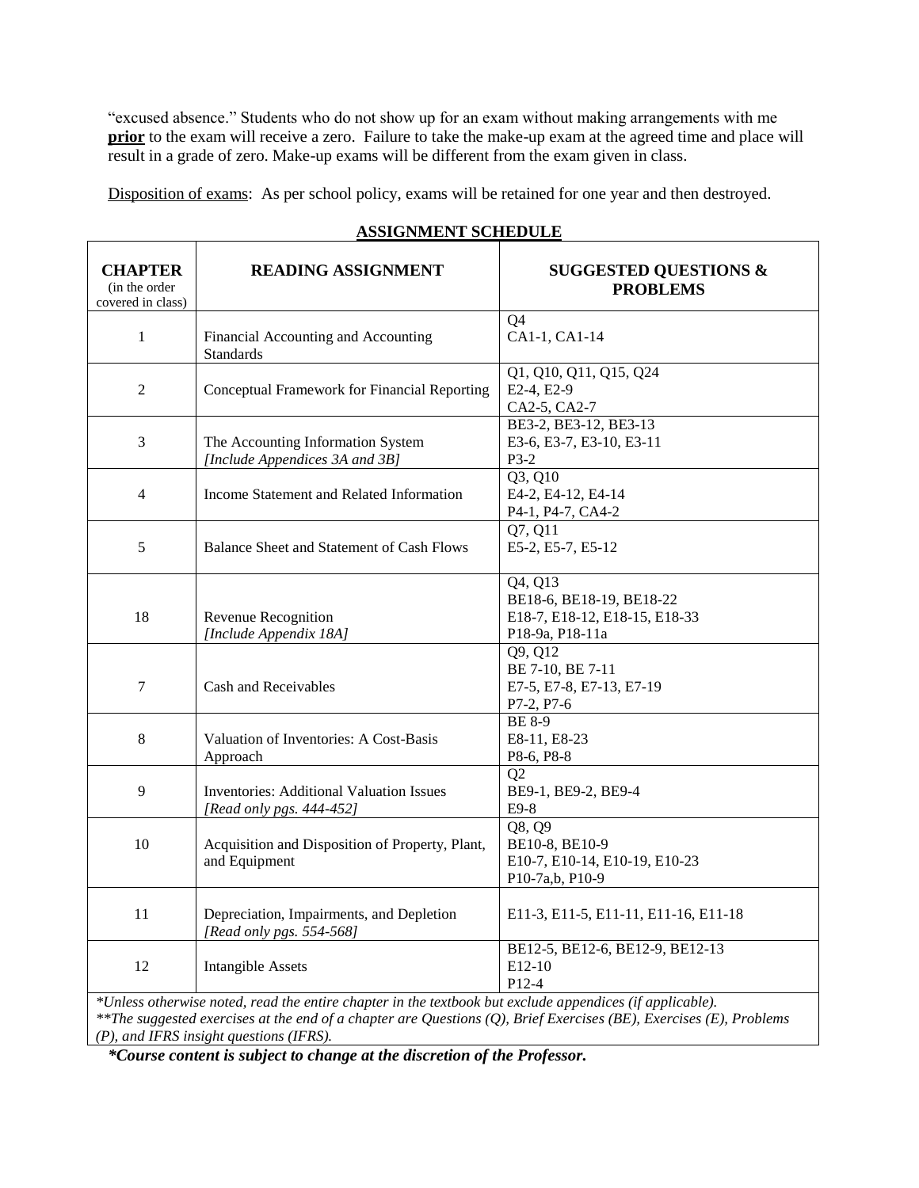"excused absence." Students who do not show up for an exam without making arrangements with me **prior** to the exam will receive a zero. Failure to take the make-up exam at the agreed time and place will result in a grade of zero. Make-up exams will be different from the exam given in class.

Disposition of exams: As per school policy, exams will be retained for one year and then destroyed.

## ASSIGNMENT SCHEDULE

| **CHAPTER** (in the order covered in class) | **READING ASSIGNMENT** | **SUGGESTED QUESTIONS & PROBLEMS** |
|---|---|---|
| 1 | Financial Accounting and Accounting Standards | Q4<br>CA1-1, CA1-14 |
| 2 | Conceptual Framework for Financial Reporting | Q1, Q10, Q11, Q15, Q24<br>E2-4, E2-9<br>CA2-5, CA2-7 |
| 3 | The Accounting Information System<br>*[Include Appendices 3A and 3B]* | BE3-2, BE3-12, BE3-13<br>E3-6, E3-7, E3-10, E3-11<br>P3-2 |
| 4 | Income Statement and Related Information | Q3, Q10<br>E4-2, E4-12, E4-14<br>P4-1, P4-7, CA4-2 |
| 5 | Balance Sheet and Statement of Cash Flows | Q7, Q11<br>E5-2, E5-7, E5-12 |
| 18 | Revenue Recognition<br>*[Include Appendix 18A]* | Q4, Q13<br>BE18-6, BE18-19, BE18-22<br>E18-7, E18-12, E18-15, E18-33<br>P18-9a, P18-11a |
| 7 | Cash and Receivables | Q9, Q12<br>BE 7-10, BE 7-11<br>E7-5, E7-8, E7-13, E7-19<br>P7-2, P7-6 |
| 8 | Valuation of Inventories: A Cost-Basis Approach | BE 8-9<br>E8-11, E8-23<br>P8-6, P8-8 |
| 9 | Inventories: Additional Valuation Issues<br>*[Read only pgs. 444-452]* | Q2<br>BE9-1, BE9-2, BE9-4<br>E9-8 |
| 10 | Acquisition and Disposition of Property, Plant, and Equipment | Q8, Q9<br>BE10-8, BE10-9<br>E10-7, E10-14, E10-19, E10-23<br>P10-7a,b, P10-9 |
| 11 | Depreciation, Impairments, and Depletion<br>*[Read only pgs. 554-568]* | E11-3, E11-5, E11-11, E11-16, E11-18 |
| 12 | Intangible Assets | BE12-5, BE12-6, BE12-9, BE12-13<br>E12-10<br>P12-4 |

*\*Unless otherwise noted, read the entire chapter in the textbook but exclude appendices (if applicable).*
*\*\*The suggested exercises at the end of a chapter are Questions (Q), Brief Exercises (BE), Exercises (E), Problems (P), and IFRS insight questions (IFRS).*

***\*Course content is subject to change at the discretion of the Professor.***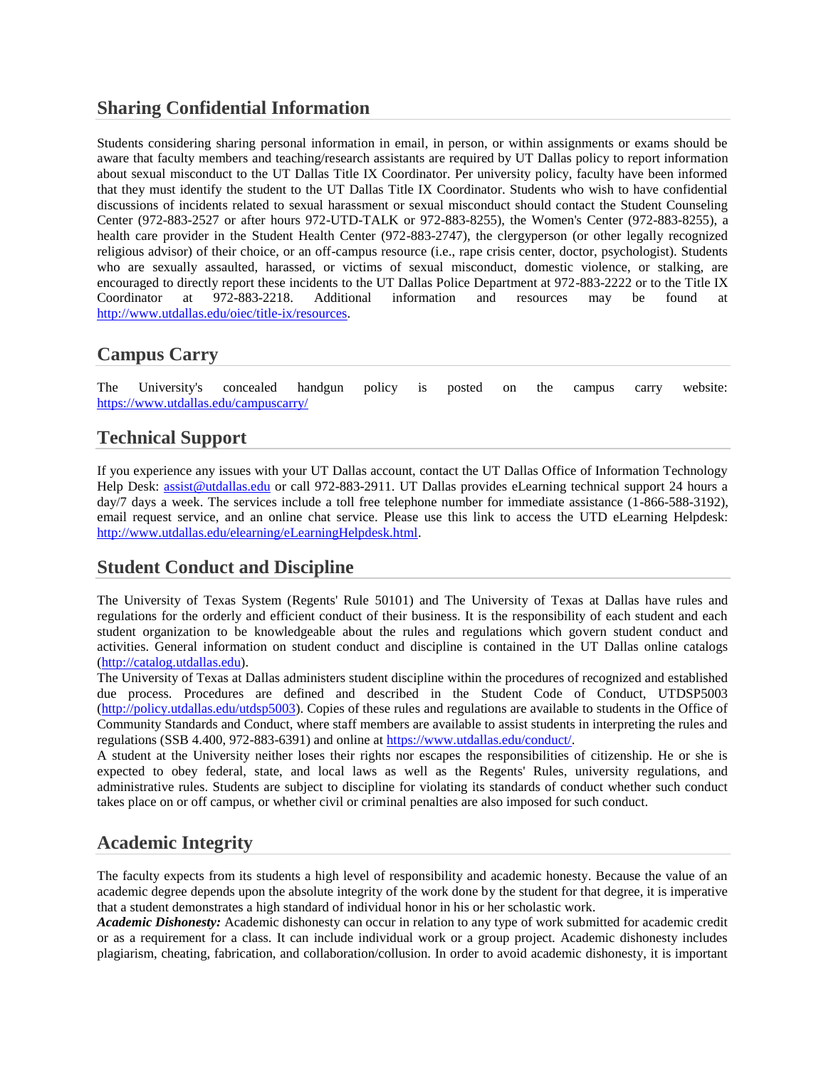## Sharing Confidential Information

Students considering sharing personal information in email, in person, or within assignments or exams should be aware that faculty members and teaching/research assistants are required by UT Dallas policy to report information about sexual misconduct to the UT Dallas Title IX Coordinator. Per university policy, faculty have been informed that they must identify the student to the UT Dallas Title IX Coordinator. Students who wish to have confidential discussions of incidents related to sexual harassment or sexual misconduct should contact the Student Counseling Center (972-883-2527 or after hours 972-UTD-TALK or 972-883-8255), the Women's Center (972-883-8255), a health care provider in the Student Health Center (972-883-2747), the clergyperson (or other legally recognized religious advisor) of their choice, or an off-campus resource (i.e., rape crisis center, doctor, psychologist). Students who are sexually assaulted, harassed, or victims of sexual misconduct, domestic violence, or stalking, are encouraged to directly report these incidents to the UT Dallas Police Department at 972-883-2222 or to the Title IX Coordinator at 972-883-2218. Additional information and resources may be found at http://www.utdallas.edu/oiec/title-ix/resources.

## Campus Carry

The University's concealed handgun policy is posted on the campus carry website: https://www.utdallas.edu/campuscarry/

## Technical Support

If you experience any issues with your UT Dallas account, contact the UT Dallas Office of Information Technology Help Desk: assist@utdallas.edu or call 972-883-2911. UT Dallas provides eLearning technical support 24 hours a day/7 days a week. The services include a toll free telephone number for immediate assistance (1-866-588-3192), email request service, and an online chat service. Please use this link to access the UTD eLearning Helpdesk: http://www.utdallas.edu/elearning/eLearningHelpdesk.html.

## Student Conduct and Discipline

The University of Texas System (Regents' Rule 50101) and The University of Texas at Dallas have rules and regulations for the orderly and efficient conduct of their business. It is the responsibility of each student and each student organization to be knowledgeable about the rules and regulations which govern student conduct and activities. General information on student conduct and discipline is contained in the UT Dallas online catalogs (http://catalog.utdallas.edu).

The University of Texas at Dallas administers student discipline within the procedures of recognized and established due process. Procedures are defined and described in the Student Code of Conduct, UTDSP5003 (http://policy.utdallas.edu/utdsp5003). Copies of these rules and regulations are available to students in the Office of Community Standards and Conduct, where staff members are available to assist students in interpreting the rules and regulations (SSB 4.400, 972-883-6391) and online at https://www.utdallas.edu/conduct/.

A student at the University neither loses their rights nor escapes the responsibilities of citizenship. He or she is expected to obey federal, state, and local laws as well as the Regents' Rules, university regulations, and administrative rules. Students are subject to discipline for violating its standards of conduct whether such conduct takes place on or off campus, or whether civil or criminal penalties are also imposed for such conduct.

## Academic Integrity

The faculty expects from its students a high level of responsibility and academic honesty. Because the value of an academic degree depends upon the absolute integrity of the work done by the student for that degree, it is imperative that a student demonstrates a high standard of individual honor in his or her scholastic work.

***Academic Dishonesty:*** Academic dishonesty can occur in relation to any type of work submitted for academic credit or as a requirement for a class. It can include individual work or a group project. Academic dishonesty includes plagiarism, cheating, fabrication, and collaboration/collusion. In order to avoid academic dishonesty, it is important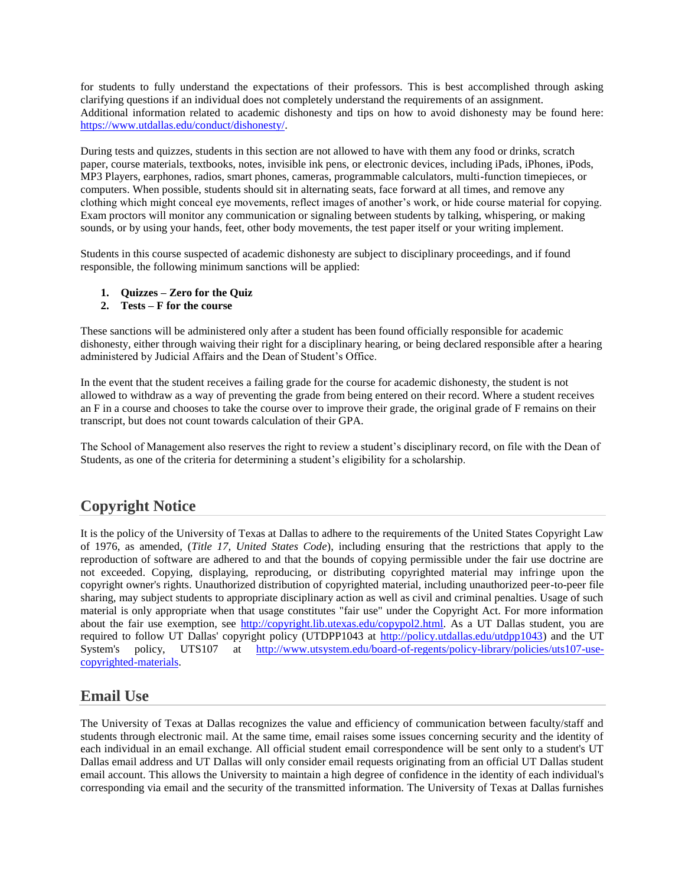for students to fully understand the expectations of their professors. This is best accomplished through asking clarifying questions if an individual does not completely understand the requirements of an assignment.
Additional information related to academic dishonesty and tips on how to avoid dishonesty may be found here: https://www.utdallas.edu/conduct/dishonesty/.

During tests and quizzes, students in this section are not allowed to have with them any food or drinks, scratch paper, course materials, textbooks, notes, invisible ink pens, or electronic devices, including iPads, iPhones, iPods, MP3 Players, earphones, radios, smart phones, cameras, programmable calculators, multi-function timepieces, or computers. When possible, students should sit in alternating seats, face forward at all times, and remove any clothing which might conceal eye movements, reflect images of another's work, or hide course material for copying. Exam proctors will monitor any communication or signaling between students by talking, whispering, or making sounds, or by using your hands, feet, other body movements, the test paper itself or your writing implement.

Students in this course suspected of academic dishonesty are subject to disciplinary proceedings, and if found responsible, the following minimum sanctions will be applied:

1. **Quizzes – Zero for the Quiz**
2. **Tests – F for the course**

These sanctions will be administered only after a student has been found officially responsible for academic dishonesty, either through waiving their right for a disciplinary hearing, or being declared responsible after a hearing administered by Judicial Affairs and the Dean of Student's Office.

In the event that the student receives a failing grade for the course for academic dishonesty, the student is not allowed to withdraw as a way of preventing the grade from being entered on their record. Where a student receives an F in a course and chooses to take the course over to improve their grade, the original grade of F remains on their transcript, but does not count towards calculation of their GPA.

The School of Management also reserves the right to review a student's disciplinary record, on file with the Dean of Students, as one of the criteria for determining a student's eligibility for a scholarship.

## Copyright Notice

It is the policy of the University of Texas at Dallas to adhere to the requirements of the United States Copyright Law of 1976, as amended, (*Title 17, United States Code*), including ensuring that the restrictions that apply to the reproduction of software are adhered to and that the bounds of copying permissible under the fair use doctrine are not exceeded. Copying, displaying, reproducing, or distributing copyrighted material may infringe upon the copyright owner's rights. Unauthorized distribution of copyrighted material, including unauthorized peer-to-peer file sharing, may subject students to appropriate disciplinary action as well as civil and criminal penalties. Usage of such material is only appropriate when that usage constitutes "fair use" under the Copyright Act. For more information about the fair use exemption, see http://copyright.lib.utexas.edu/copypol2.html. As a UT Dallas student, you are required to follow UT Dallas' copyright policy (UTDPP1043 at http://policy.utdallas.edu/utdpp1043) and the UT System's policy, UTS107 at http://www.utsystem.edu/board-of-regents/policy-library/policies/uts107-use-copyrighted-materials.

## Email Use

The University of Texas at Dallas recognizes the value and efficiency of communication between faculty/staff and students through electronic mail. At the same time, email raises some issues concerning security and the identity of each individual in an email exchange. All official student email correspondence will be sent only to a student's UT Dallas email address and UT Dallas will only consider email requests originating from an official UT Dallas student email account. This allows the University to maintain a high degree of confidence in the identity of each individual's corresponding via email and the security of the transmitted information. The University of Texas at Dallas furnishes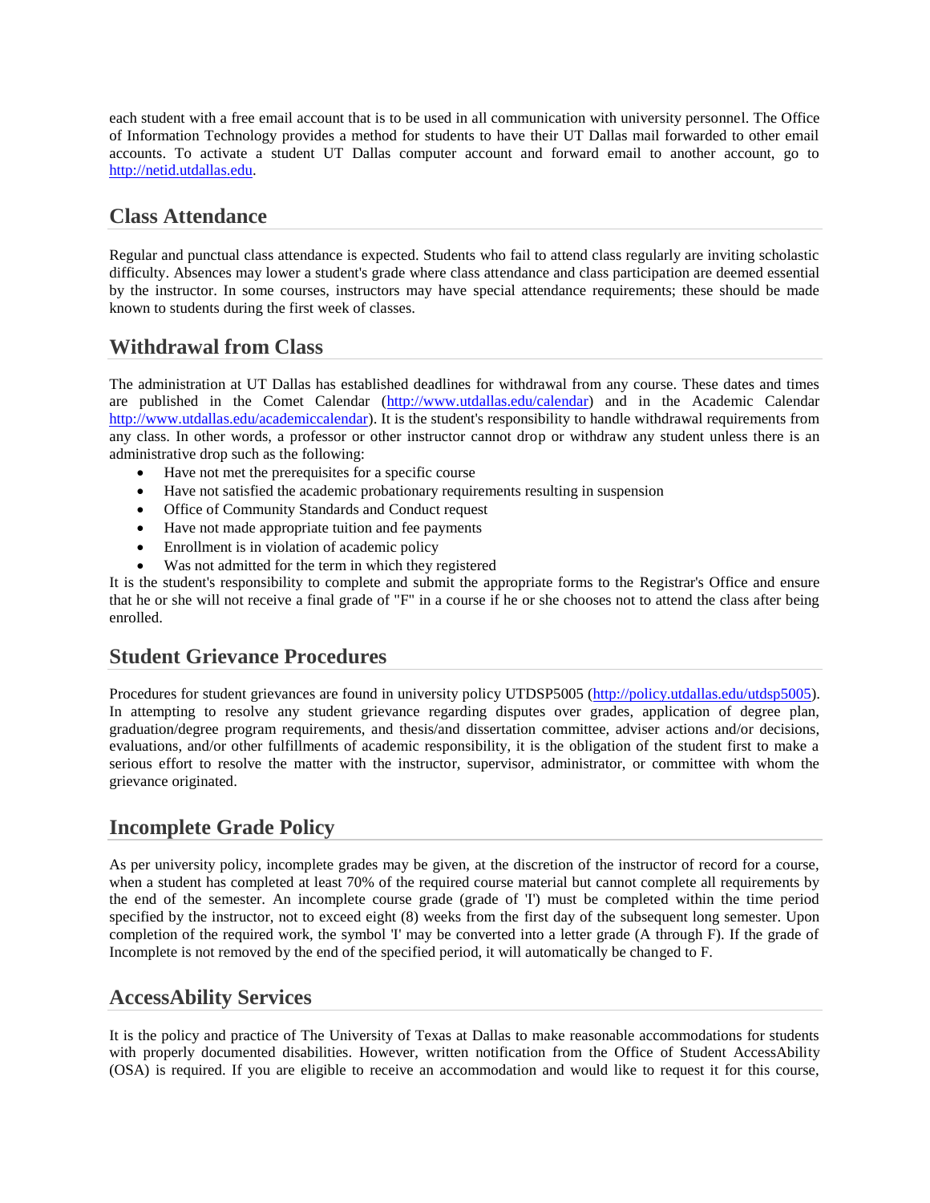each student with a free email account that is to be used in all communication with university personnel. The Office of Information Technology provides a method for students to have their UT Dallas mail forwarded to other email accounts. To activate a student UT Dallas computer account and forward email to another account, go to http://netid.utdallas.edu.

## Class Attendance

Regular and punctual class attendance is expected. Students who fail to attend class regularly are inviting scholastic difficulty. Absences may lower a student's grade where class attendance and class participation are deemed essential by the instructor. In some courses, instructors may have special attendance requirements; these should be made known to students during the first week of classes.

## Withdrawal from Class

The administration at UT Dallas has established deadlines for withdrawal from any course. These dates and times are published in the Comet Calendar (http://www.utdallas.edu/calendar) and in the Academic Calendar http://www.utdallas.edu/academiccalendar). It is the student's responsibility to handle withdrawal requirements from any class. In other words, a professor or other instructor cannot drop or withdraw any student unless there is an administrative drop such as the following:

- Have not met the prerequisites for a specific course
- Have not satisfied the academic probationary requirements resulting in suspension
- Office of Community Standards and Conduct request
- Have not made appropriate tuition and fee payments
- Enrollment is in violation of academic policy
- Was not admitted for the term in which they registered

It is the student's responsibility to complete and submit the appropriate forms to the Registrar's Office and ensure that he or she will not receive a final grade of "F" in a course if he or she chooses not to attend the class after being enrolled.

## Student Grievance Procedures

Procedures for student grievances are found in university policy UTDSP5005 (http://policy.utdallas.edu/utdsp5005). In attempting to resolve any student grievance regarding disputes over grades, application of degree plan, graduation/degree program requirements, and thesis/and dissertation committee, adviser actions and/or decisions, evaluations, and/or other fulfillments of academic responsibility, it is the obligation of the student first to make a serious effort to resolve the matter with the instructor, supervisor, administrator, or committee with whom the grievance originated.

## Incomplete Grade Policy

As per university policy, incomplete grades may be given, at the discretion of the instructor of record for a course, when a student has completed at least 70% of the required course material but cannot complete all requirements by the end of the semester. An incomplete course grade (grade of 'I') must be completed within the time period specified by the instructor, not to exceed eight (8) weeks from the first day of the subsequent long semester. Upon completion of the required work, the symbol 'I' may be converted into a letter grade (A through F). If the grade of Incomplete is not removed by the end of the specified period, it will automatically be changed to F.

## AccessAbility Services

It is the policy and practice of The University of Texas at Dallas to make reasonable accommodations for students with properly documented disabilities. However, written notification from the Office of Student AccessAbility (OSA) is required. If you are eligible to receive an accommodation and would like to request it for this course,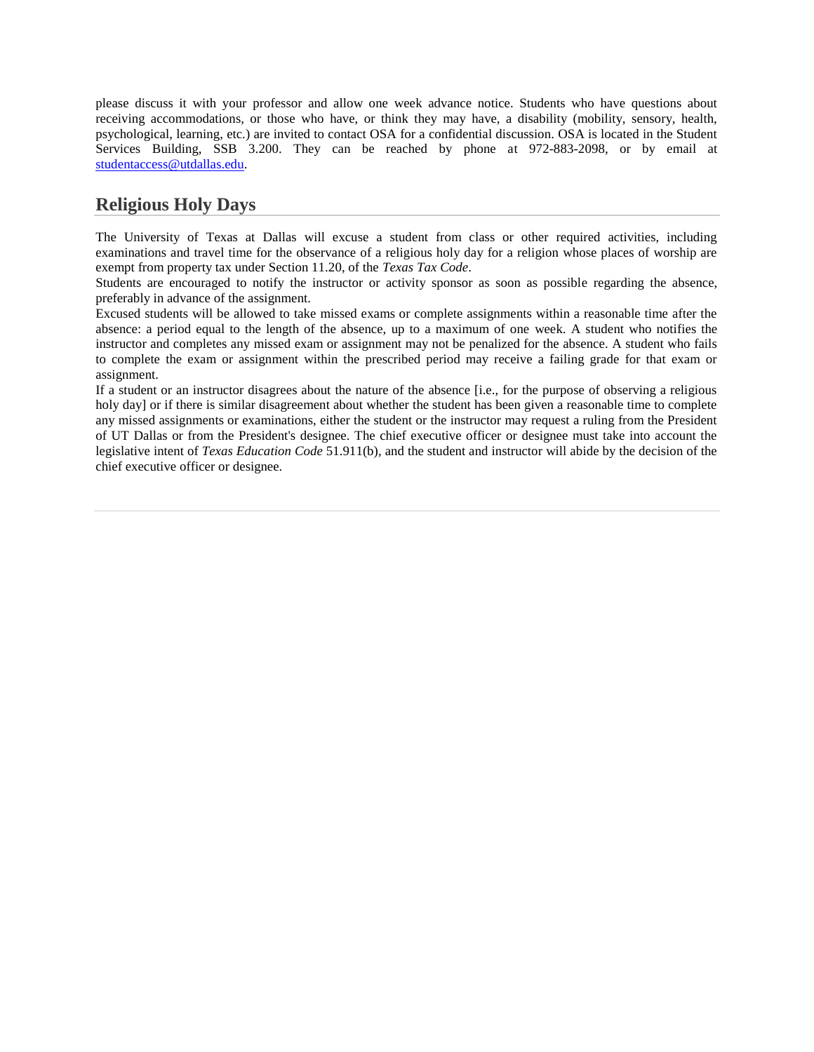please discuss it with your professor and allow one week advance notice. Students who have questions about receiving accommodations, or those who have, or think they may have, a disability (mobility, sensory, health, psychological, learning, etc.) are invited to contact OSA for a confidential discussion. OSA is located in the Student Services Building, SSB 3.200. They can be reached by phone at 972-883-2098, or by email at studentaccess@utdallas.edu.

## Religious Holy Days

The University of Texas at Dallas will excuse a student from class or other required activities, including examinations and travel time for the observance of a religious holy day for a religion whose places of worship are exempt from property tax under Section 11.20, of the *Texas Tax Code*.

Students are encouraged to notify the instructor or activity sponsor as soon as possible regarding the absence, preferably in advance of the assignment.

Excused students will be allowed to take missed exams or complete assignments within a reasonable time after the absence: a period equal to the length of the absence, up to a maximum of one week. A student who notifies the instructor and completes any missed exam or assignment may not be penalized for the absence. A student who fails to complete the exam or assignment within the prescribed period may receive a failing grade for that exam or assignment.

If a student or an instructor disagrees about the nature of the absence [i.e., for the purpose of observing a religious holy day] or if there is similar disagreement about whether the student has been given a reasonable time to complete any missed assignments or examinations, either the student or the instructor may request a ruling from the President of UT Dallas or from the President's designee. The chief executive officer or designee must take into account the legislative intent of *Texas Education Code* 51.911(b), and the student and instructor will abide by the decision of the chief executive officer or designee.